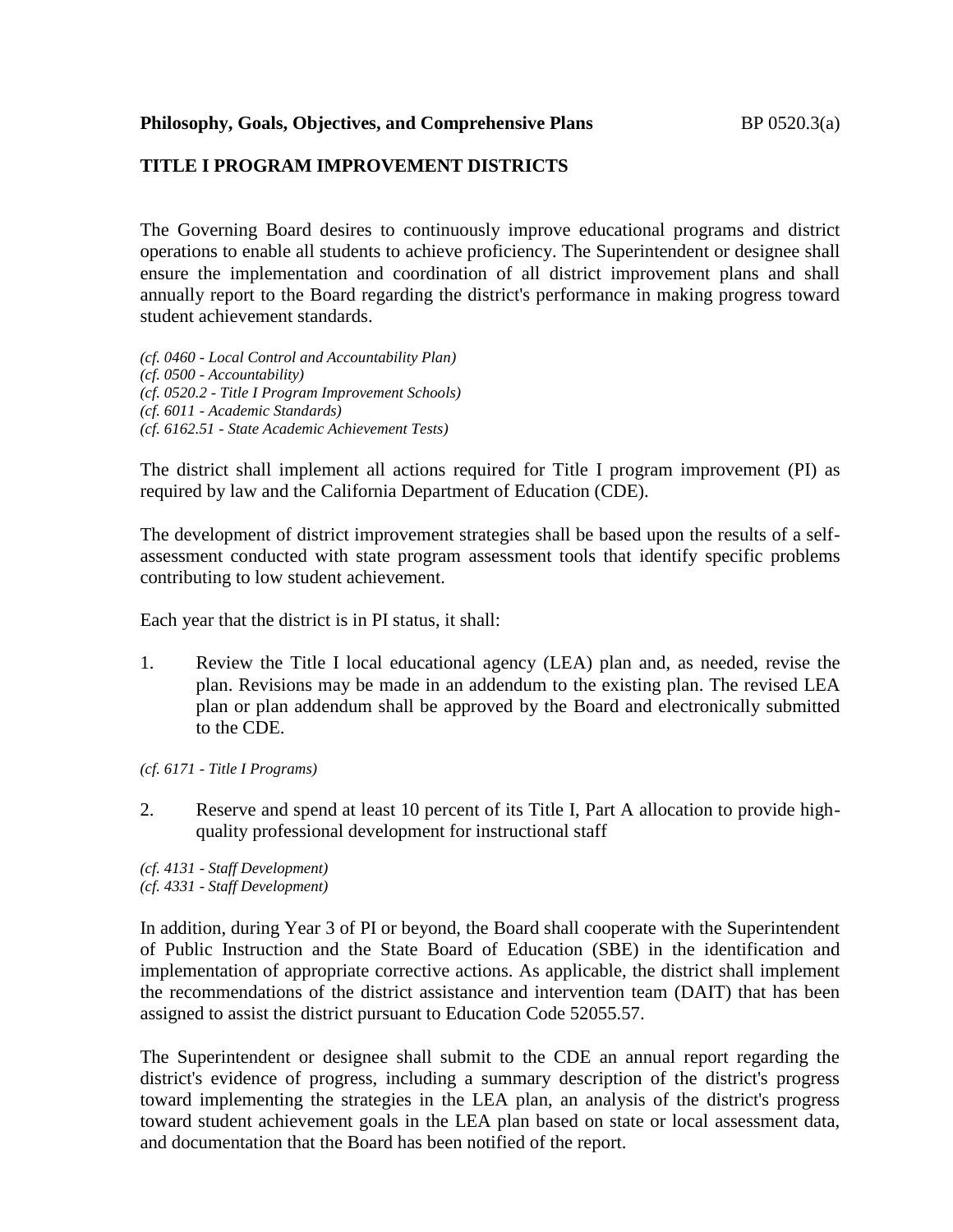**Philosophy, Goals, Objectives, and Comprehensive Plans** BP 0520.3(a)

## TITLE I PROGRAM IMPROVEMENT DISTRICTS

The Governing Board desires to continuously improve educational programs and district operations to enable all students to achieve proficiency. The Superintendent or designee shall ensure the implementation and coordination of all district improvement plans and shall annually report to the Board regarding the district's performance in making progress toward student achievement standards.

*(cf. 0460 - Local Control and Accountability Plan)*
*(cf. 0500 - Accountability)*
*(cf. 0520.2 - Title I Program Improvement Schools)*
*(cf. 6011 - Academic Standards)*
*(cf. 6162.51 - State Academic Achievement Tests)*

The district shall implement all actions required for Title I program improvement (PI) as required by law and the California Department of Education (CDE).

The development of district improvement strategies shall be based upon the results of a self-assessment conducted with state program assessment tools that identify specific problems contributing to low student achievement.

Each year that the district is in PI status, it shall:

1. Review the Title I local educational agency (LEA) plan and, as needed, revise the plan. Revisions may be made in an addendum to the existing plan. The revised LEA plan or plan addendum shall be approved by the Board and electronically submitted to the CDE.

*(cf. 6171 - Title I Programs)*

2. Reserve and spend at least 10 percent of its Title I, Part A allocation to provide high-quality professional development for instructional staff

*(cf. 4131 - Staff Development)*
*(cf. 4331 - Staff Development)*

In addition, during Year 3 of PI or beyond, the Board shall cooperate with the Superintendent of Public Instruction and the State Board of Education (SBE) in the identification and implementation of appropriate corrective actions. As applicable, the district shall implement the recommendations of the district assistance and intervention team (DAIT) that has been assigned to assist the district pursuant to Education Code 52055.57.

The Superintendent or designee shall submit to the CDE an annual report regarding the district's evidence of progress, including a summary description of the district's progress toward implementing the strategies in the LEA plan, an analysis of the district's progress toward student achievement goals in the LEA plan based on state or local assessment data, and documentation that the Board has been notified of the report.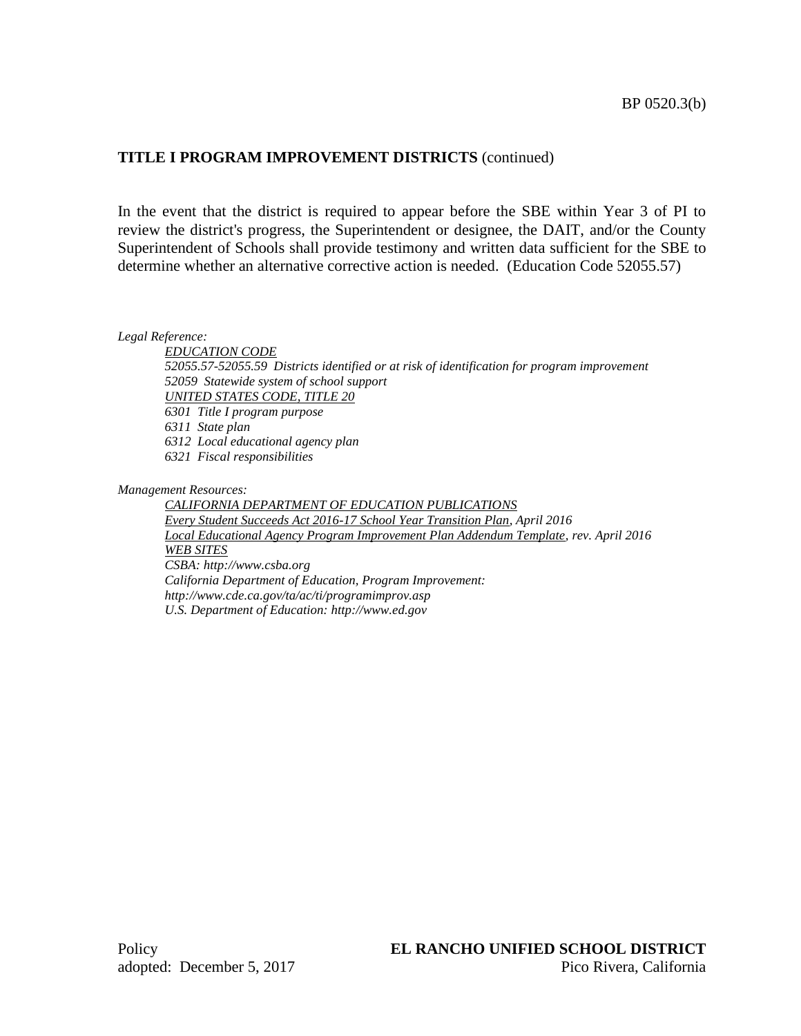**TITLE I PROGRAM IMPROVEMENT DISTRICTS** (continued)

In the event that the district is required to appear before the SBE within Year 3 of PI to review the district's progress, the Superintendent or designee, the DAIT, and/or the County Superintendent of Schools shall provide testimony and written data sufficient for the SBE to determine whether an alternative corrective action is needed. (Education Code 52055.57)

*Legal Reference:*

*EDUCATION CODE*
*52055.57-52055.59 Districts identified or at risk of identification for program improvement*
*52059 Statewide system of school support*
*UNITED STATES CODE, TITLE 20*
*6301 Title I program purpose*
*6311 State plan*
*6312 Local educational agency plan*
*6321 Fiscal responsibilities*

*Management Resources:*

*CALIFORNIA DEPARTMENT OF EDUCATION PUBLICATIONS*
*Every Student Succeeds Act 2016-17 School Year Transition Plan, April 2016*
*Local Educational Agency Program Improvement Plan Addendum Template, rev. April 2016*
*WEB SITES*
*CSBA: http://www.csba.org*
*California Department of Education, Program Improvement: http://www.cde.ca.gov/ta/ac/ti/programimprov.asp*
*U.S. Department of Education: http://www.ed.gov*

Policy
adopted: December 5, 2017

**EL RANCHO UNIFIED SCHOOL DISTRICT**
Pico Rivera, California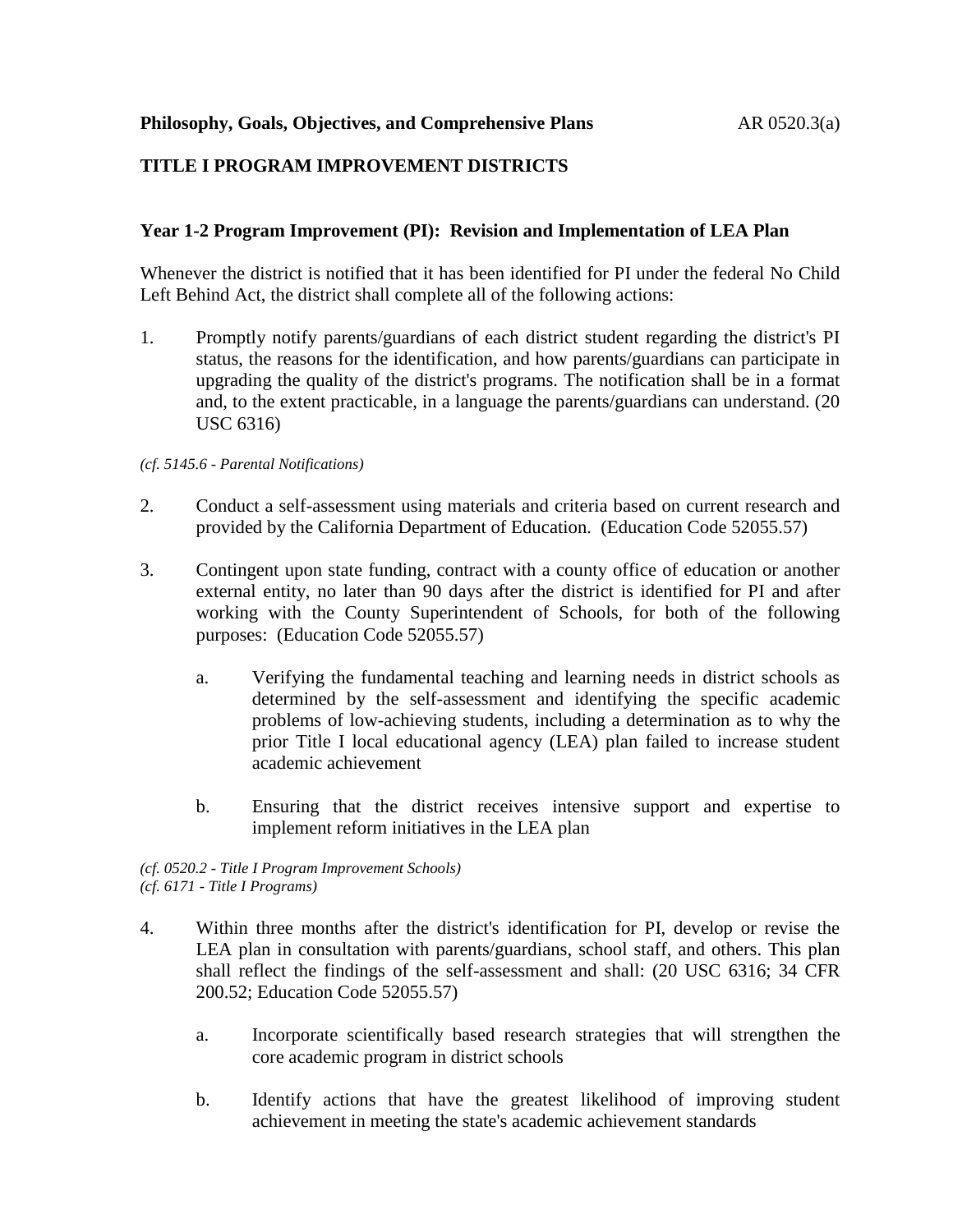**Philosophy, Goals, Objectives, and Comprehensive Plans** AR 0520.3(a)

## TITLE I PROGRAM IMPROVEMENT DISTRICTS

### Year 1-2 Program Improvement (PI): Revision and Implementation of LEA Plan

Whenever the district is notified that it has been identified for PI under the federal No Child Left Behind Act, the district shall complete all of the following actions:

1. Promptly notify parents/guardians of each district student regarding the district's PI status, the reasons for the identification, and how parents/guardians can participate in upgrading the quality of the district's programs. The notification shall be in a format and, to the extent practicable, in a language the parents/guardians can understand. (20 USC 6316)

*(cf. 5145.6 - Parental Notifications)*

2. Conduct a self-assessment using materials and criteria based on current research and provided by the California Department of Education. (Education Code 52055.57)

3. Contingent upon state funding, contract with a county office of education or another external entity, no later than 90 days after the district is identified for PI and after working with the County Superintendent of Schools, for both of the following purposes: (Education Code 52055.57)

   a. Verifying the fundamental teaching and learning needs in district schools as determined by the self-assessment and identifying the specific academic problems of low-achieving students, including a determination as to why the prior Title I local educational agency (LEA) plan failed to increase student academic achievement

   b. Ensuring that the district receives intensive support and expertise to implement reform initiatives in the LEA plan

*(cf. 0520.2 - Title I Program Improvement Schools)*
*(cf. 6171 - Title I Programs)*

4. Within three months after the district's identification for PI, develop or revise the LEA plan in consultation with parents/guardians, school staff, and others. This plan shall reflect the findings of the self-assessment and shall: (20 USC 6316; 34 CFR 200.52; Education Code 52055.57)

   a. Incorporate scientifically based research strategies that will strengthen the core academic program in district schools

   b. Identify actions that have the greatest likelihood of improving student achievement in meeting the state's academic achievement standards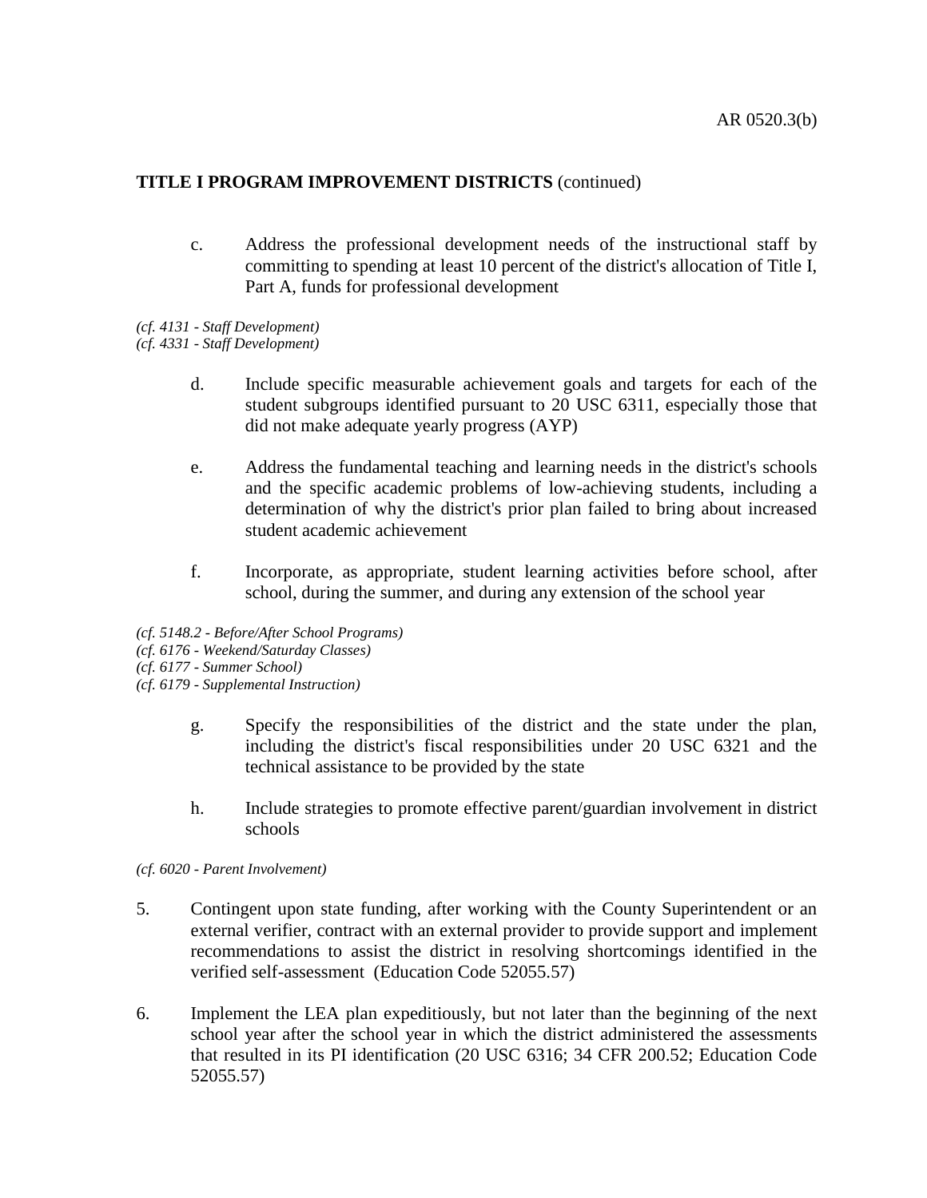**TITLE I PROGRAM IMPROVEMENT DISTRICTS** (continued)

c. Address the professional development needs of the instructional staff by committing to spending at least 10 percent of the district's allocation of Title I, Part A, funds for professional development

*(cf. 4131 - Staff Development)*
*(cf. 4331 - Staff Development)*

d. Include specific measurable achievement goals and targets for each of the student subgroups identified pursuant to 20 USC 6311, especially those that did not make adequate yearly progress (AYP)

e. Address the fundamental teaching and learning needs in the district's schools and the specific academic problems of low-achieving students, including a determination of why the district's prior plan failed to bring about increased student academic achievement

f. Incorporate, as appropriate, student learning activities before school, after school, during the summer, and during any extension of the school year

*(cf. 5148.2 - Before/After School Programs)*
*(cf. 6176 - Weekend/Saturday Classes)*
*(cf. 6177 - Summer School)*
*(cf. 6179 - Supplemental Instruction)*

g. Specify the responsibilities of the district and the state under the plan, including the district's fiscal responsibilities under 20 USC 6321 and the technical assistance to be provided by the state

h. Include strategies to promote effective parent/guardian involvement in district schools

*(cf. 6020 - Parent Involvement)*

5. Contingent upon state funding, after working with the County Superintendent or an external verifier, contract with an external provider to provide support and implement recommendations to assist the district in resolving shortcomings identified in the verified self-assessment (Education Code 52055.57)

6. Implement the LEA plan expeditiously, but not later than the beginning of the next school year after the school year in which the district administered the assessments that resulted in its PI identification (20 USC 6316; 34 CFR 200.52; Education Code 52055.57)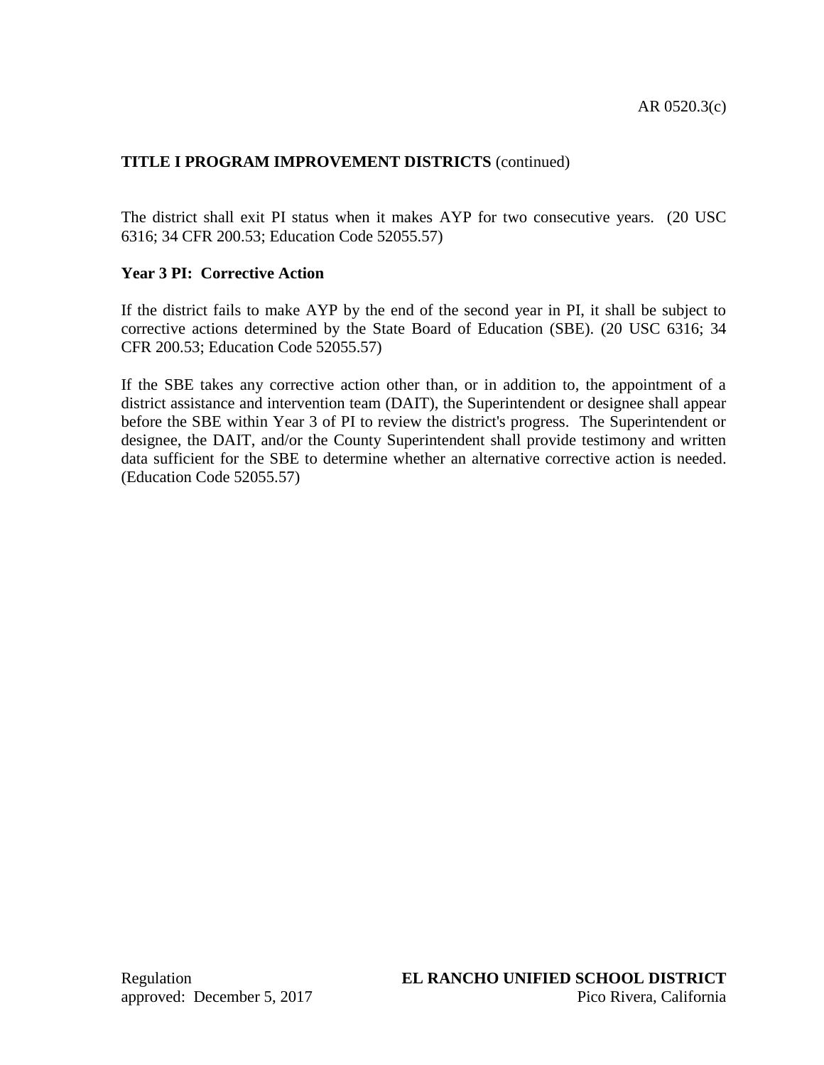The district shall exit PI status when it makes AYP for two consecutive years. (20 USC 6316; 34 CFR 200.53; Education Code 52055.57)

**Year 3 PI: Corrective Action**

If the district fails to make AYP by the end of the second year in PI, it shall be subject to corrective actions determined by the State Board of Education (SBE). (20 USC 6316; 34 CFR 200.53; Education Code 52055.57)

If the SBE takes any corrective action other than, or in addition to, the appointment of a district assistance and intervention team (DAIT), the Superintendent or designee shall appear before the SBE within Year 3 of PI to review the district's progress. The Superintendent or designee, the DAIT, and/or the County Superintendent shall provide testimony and written data sufficient for the SBE to determine whether an alternative corrective action is needed. (Education Code 52055.57)

Regulation
approved: December 5, 2017

**EL RANCHO UNIFIED SCHOOL DISTRICT**
Pico Rivera, California